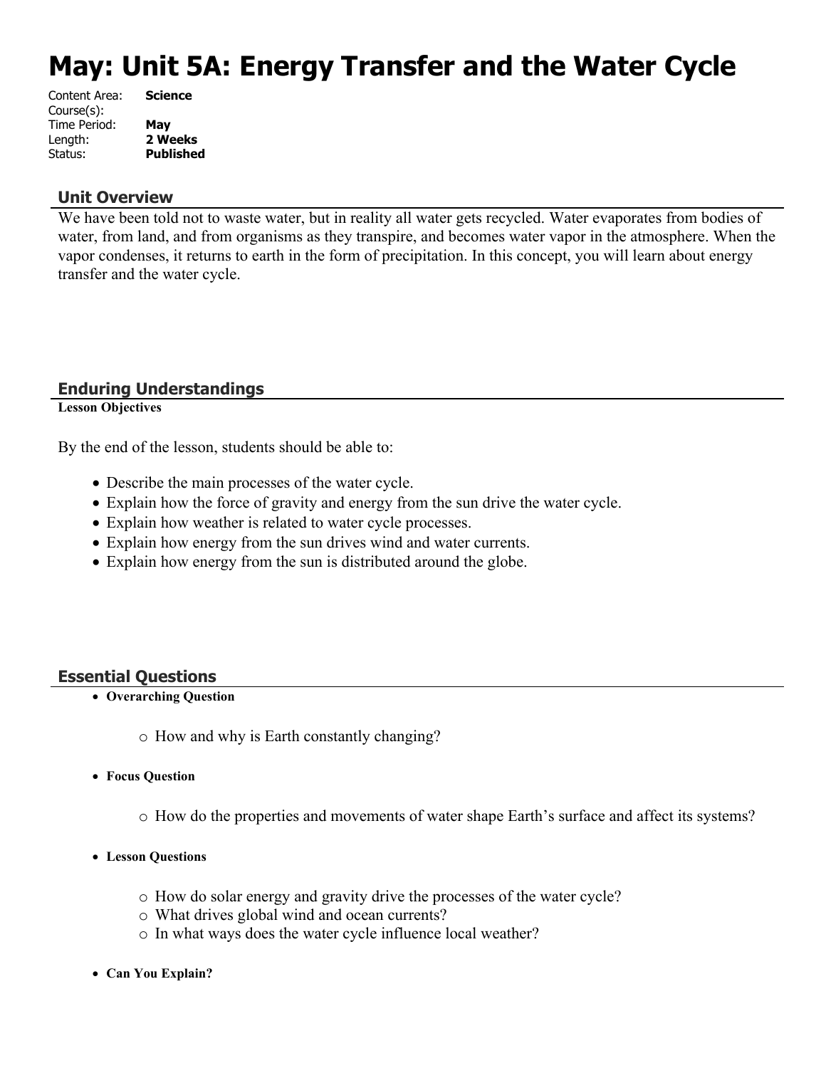# May: Unit 5A: Energy Transfer and the Water Cycle

Content Area: **Science**
Course(s):
Time Period: **May**
Length: **2 Weeks**
Status: **Published**

## Unit Overview

We have been told not to waste water, but in reality all water gets recycled. Water evaporates from bodies of water, from land, and from organisms as they transpire, and becomes water vapor in the atmosphere. When the vapor condenses, it returns to earth in the form of precipitation. In this concept, you will learn about energy transfer and the water cycle.

## Enduring Understandings

**Lesson Objectives**

By the end of the lesson, students should be able to:

- Describe the main processes of the water cycle.
- Explain how the force of gravity and energy from the sun drive the water cycle.
- Explain how weather is related to water cycle processes.
- Explain how energy from the sun drives wind and water currents.
- Explain how energy from the sun is distributed around the globe.

## Essential Questions

- **Overarching Question**
  - How and why is Earth constantly changing?
- **Focus Question**
  - How do the properties and movements of water shape Earth's surface and affect its systems?
- **Lesson Questions**
  - How do solar energy and gravity drive the processes of the water cycle?
  - What drives global wind and ocean currents?
  - In what ways does the water cycle influence local weather?
- **Can You Explain?**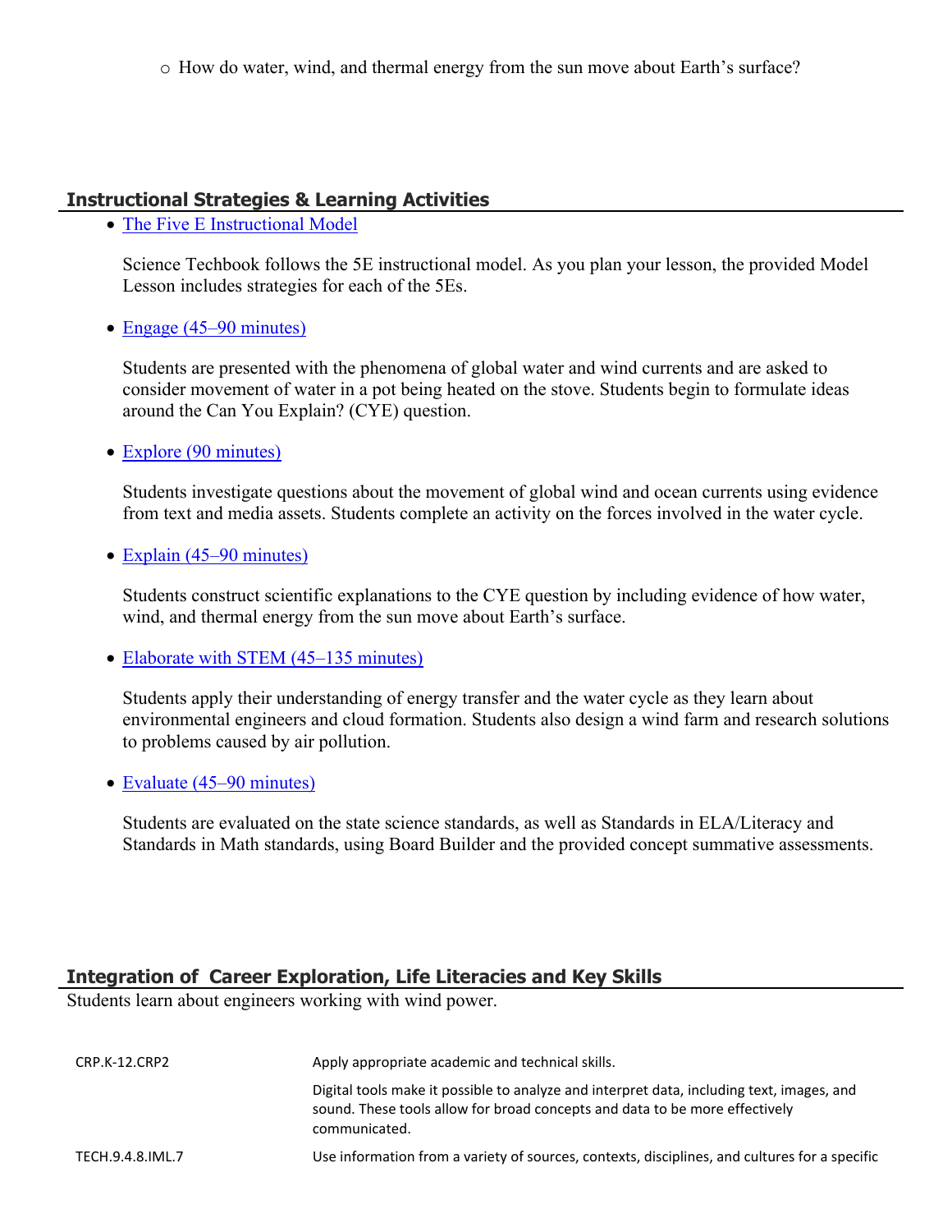- How do water, wind, and thermal energy from the sun move about Earth's surface?

## Instructional Strategies & Learning Activities

- The Five E Instructional Model

  Science Techbook follows the 5E instructional model. As you plan your lesson, the provided Model Lesson includes strategies for each of the 5Es.

- Engage (45–90 minutes)

  Students are presented with the phenomena of global water and wind currents and are asked to consider movement of water in a pot being heated on the stove. Students begin to formulate ideas around the Can You Explain? (CYE) question.

- Explore (90 minutes)

  Students investigate questions about the movement of global wind and ocean currents using evidence from text and media assets. Students complete an activity on the forces involved in the water cycle.

- Explain (45–90 minutes)

  Students construct scientific explanations to the CYE question by including evidence of how water, wind, and thermal energy from the sun move about Earth's surface.

- Elaborate with STEM (45–135 minutes)

  Students apply their understanding of energy transfer and the water cycle as they learn about environmental engineers and cloud formation. Students also design a wind farm and research solutions to problems caused by air pollution.

- Evaluate (45–90 minutes)

  Students are evaluated on the state science standards, as well as Standards in ELA/Literacy and Standards in Math standards, using Board Builder and the provided concept summative assessments.

## Integration of Career Exploration, Life Literacies and Key Skills

Students learn about engineers working with wind power.

| | |
|---|---|
| CRP.K-12.CRP2 | Apply appropriate academic and technical skills. |
| | Digital tools make it possible to analyze and interpret data, including text, images, and sound. These tools allow for broad concepts and data to be more effectively communicated. |
| TECH.9.4.8.IML.7 | Use information from a variety of sources, contexts, disciplines, and cultures for a specific |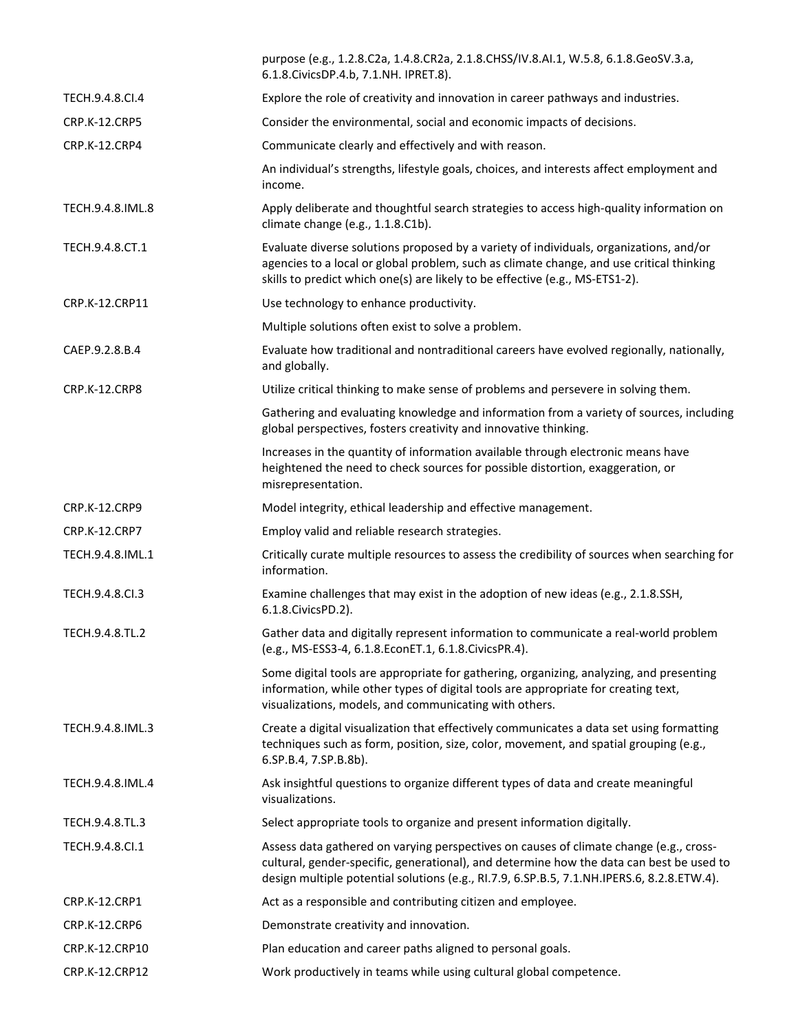| | |
|---|---|
| | purpose (e.g., 1.2.8.C2a, 1.4.8.CR2a, 2.1.8.CHSS/IV.8.AI.1, W.5.8, 6.1.8.GeoSV.3.a, 6.1.8.CivicsDP.4.b, 7.1.NH. IPRET.8). |
| TECH.9.4.8.CI.4 | Explore the role of creativity and innovation in career pathways and industries. |
| CRP.K-12.CRP5 | Consider the environmental, social and economic impacts of decisions. |
| CRP.K-12.CRP4 | Communicate clearly and effectively and with reason. |
| | An individual's strengths, lifestyle goals, choices, and interests affect employment and income. |
| TECH.9.4.8.IML.8 | Apply deliberate and thoughtful search strategies to access high-quality information on climate change (e.g., 1.1.8.C1b). |
| TECH.9.4.8.CT.1 | Evaluate diverse solutions proposed by a variety of individuals, organizations, and/or agencies to a local or global problem, such as climate change, and use critical thinking skills to predict which one(s) are likely to be effective (e.g., MS-ETS1-2). |
| CRP.K-12.CRP11 | Use technology to enhance productivity. |
| | Multiple solutions often exist to solve a problem. |
| CAEP.9.2.8.B.4 | Evaluate how traditional and nontraditional careers have evolved regionally, nationally, and globally. |
| CRP.K-12.CRP8 | Utilize critical thinking to make sense of problems and persevere in solving them. |
| | Gathering and evaluating knowledge and information from a variety of sources, including global perspectives, fosters creativity and innovative thinking. |
| | Increases in the quantity of information available through electronic means have heightened the need to check sources for possible distortion, exaggeration, or misrepresentation. |
| CRP.K-12.CRP9 | Model integrity, ethical leadership and effective management. |
| CRP.K-12.CRP7 | Employ valid and reliable research strategies. |
| TECH.9.4.8.IML.1 | Critically curate multiple resources to assess the credibility of sources when searching for information. |
| TECH.9.4.8.CI.3 | Examine challenges that may exist in the adoption of new ideas (e.g., 2.1.8.SSH, 6.1.8.CivicsPD.2). |
| TECH.9.4.8.TL.2 | Gather data and digitally represent information to communicate a real-world problem (e.g., MS-ESS3-4, 6.1.8.EconET.1, 6.1.8.CivicsPR.4). |
| | Some digital tools are appropriate for gathering, organizing, analyzing, and presenting information, while other types of digital tools are appropriate for creating text, visualizations, models, and communicating with others. |
| TECH.9.4.8.IML.3 | Create a digital visualization that effectively communicates a data set using formatting techniques such as form, position, size, color, movement, and spatial grouping (e.g., 6.SP.B.4, 7.SP.B.8b). |
| TECH.9.4.8.IML.4 | Ask insightful questions to organize different types of data and create meaningful visualizations. |
| TECH.9.4.8.TL.3 | Select appropriate tools to organize and present information digitally. |
| TECH.9.4.8.CI.1 | Assess data gathered on varying perspectives on causes of climate change (e.g., cross-cultural, gender-specific, generational), and determine how the data can best be used to design multiple potential solutions (e.g., RI.7.9, 6.SP.B.5, 7.1.NH.IPERS.6, 8.2.8.ETW.4). |
| CRP.K-12.CRP1 | Act as a responsible and contributing citizen and employee. |
| CRP.K-12.CRP6 | Demonstrate creativity and innovation. |
| CRP.K-12.CRP10 | Plan education and career paths aligned to personal goals. |
| CRP.K-12.CRP12 | Work productively in teams while using cultural global competence. |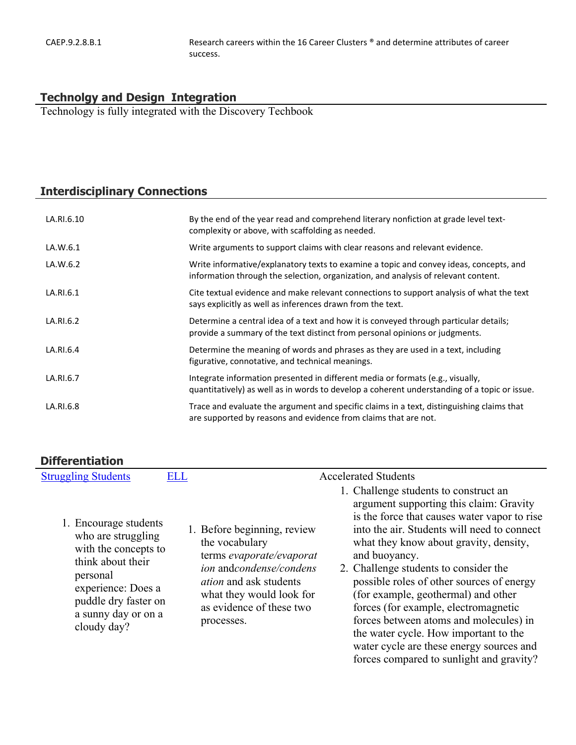| | |
|---|---|
| CAEP.9.2.8.B.1 | Research careers within the 16 Career Clusters ® and determine attributes of career success. |

## Technolgy and Design  Integration

Technology is fully integrated with the Discovery Techbook

## Interdisciplinary Connections

| | |
|---|---|
| LA.RI.6.10 | By the end of the year read and comprehend literary nonfiction at grade level text-complexity or above, with scaffolding as needed. |
| LA.W.6.1 | Write arguments to support claims with clear reasons and relevant evidence. |
| LA.W.6.2 | Write informative/explanatory texts to examine a topic and convey ideas, concepts, and information through the selection, organization, and analysis of relevant content. |
| LA.RI.6.1 | Cite textual evidence and make relevant connections to support analysis of what the text says explicitly as well as inferences drawn from the text. |
| LA.RI.6.2 | Determine a central idea of a text and how it is conveyed through particular details; provide a summary of the text distinct from personal opinions or judgments. |
| LA.RI.6.4 | Determine the meaning of words and phrases as they are used in a text, including figurative, connotative, and technical meanings. |
| LA.RI.6.7 | Integrate information presented in different media or formats (e.g., visually, quantitatively) as well as in words to develop a coherent understanding of a topic or issue. |
| LA.RI.6.8 | Trace and evaluate the argument and specific claims in a text, distinguishing claims that are supported by reasons and evidence from claims that are not. |

## Differentiation

| Struggling Students | ELL | Accelerated Students |
|---|---|---|
| 1. Encourage students who are struggling with the concepts to think about their personal experience: Does a puddle dry faster on a sunny day or on a cloudy day? | 1. Before beginning, review the vocabulary terms *evaporate/evaporation* and*condense/condensation* and ask students what they would look for as evidence of these two processes. | 1. Challenge students to construct an argument supporting this claim: Gravity is the force that causes water vapor to rise into the air. Students will need to connect what they know about gravity, density, and buoyancy.<br>2. Challenge students to consider the possible roles of other sources of energy (for example, geothermal) and other forces (for example, electromagnetic forces between atoms and molecules) in the water cycle. How important to the water cycle are these energy sources and forces compared to sunlight and gravity? |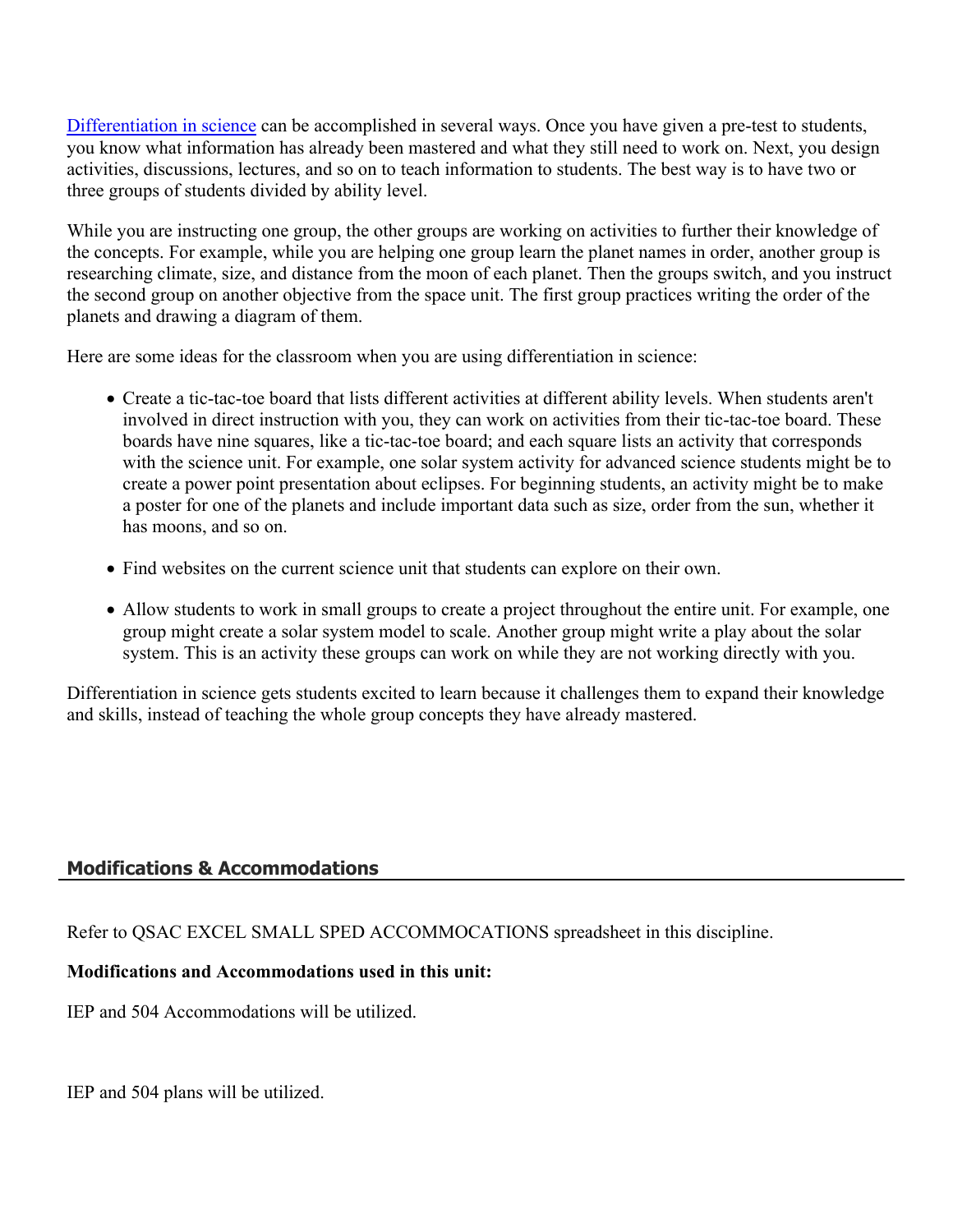[Differentiation in science](#) can be accomplished in several ways. Once you have given a pre-test to students, you know what information has already been mastered and what they still need to work on. Next, you design activities, discussions, lectures, and so on to teach information to students. The best way is to have two or three groups of students divided by ability level.

While you are instructing one group, the other groups are working on activities to further their knowledge of the concepts. For example, while you are helping one group learn the planet names in order, another group is researching climate, size, and distance from the moon of each planet. Then the groups switch, and you instruct the second group on another objective from the space unit. The first group practices writing the order of the planets and drawing a diagram of them.

Here are some ideas for the classroom when you are using differentiation in science:

- Create a tic-tac-toe board that lists different activities at different ability levels. When students aren't involved in direct instruction with you, they can work on activities from their tic-tac-toe board. These boards have nine squares, like a tic-tac-toe board; and each square lists an activity that corresponds with the science unit. For example, one solar system activity for advanced science students might be to create a power point presentation about eclipses. For beginning students, an activity might be to make a poster for one of the planets and include important data such as size, order from the sun, whether it has moons, and so on.
- Find websites on the current science unit that students can explore on their own.
- Allow students to work in small groups to create a project throughout the entire unit. For example, one group might create a solar system model to scale. Another group might write a play about the solar system. This is an activity these groups can work on while they are not working directly with you.

Differentiation in science gets students excited to learn because it challenges them to expand their knowledge and skills, instead of teaching the whole group concepts they have already mastered.

## Modifications & Accommodations

Refer to QSAC EXCEL SMALL SPED ACCOMMOCATIONS spreadsheet in this discipline.

**Modifications and Accommodations used in this unit:**

IEP and 504 Accommodations will be utilized.

IEP and 504 plans will be utilized.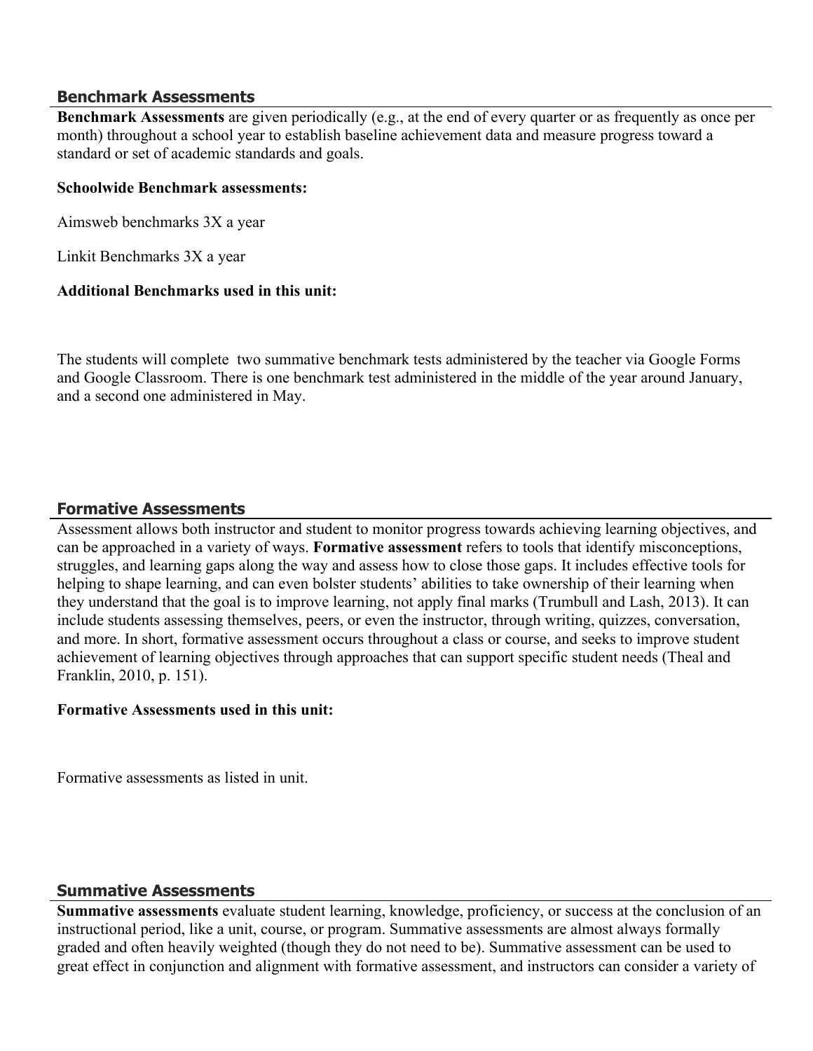## Benchmark Assessments

**Benchmark Assessments** are given periodically (e.g., at the end of every quarter or as frequently as once per month) throughout a school year to establish baseline achievement data and measure progress toward a standard or set of academic standards and goals.

**Schoolwide Benchmark assessments:**

Aimsweb benchmarks 3X a year

Linkit Benchmarks 3X a year

**Additional Benchmarks used in this unit:**

The students will complete two summative benchmark tests administered by the teacher via Google Forms and Google Classroom. There is one benchmark test administered in the middle of the year around January, and a second one administered in May.

## Formative Assessments

Assessment allows both instructor and student to monitor progress towards achieving learning objectives, and can be approached in a variety of ways. **Formative assessment** refers to tools that identify misconceptions, struggles, and learning gaps along the way and assess how to close those gaps. It includes effective tools for helping to shape learning, and can even bolster students' abilities to take ownership of their learning when they understand that the goal is to improve learning, not apply final marks (Trumbull and Lash, 2013). It can include students assessing themselves, peers, or even the instructor, through writing, quizzes, conversation, and more. In short, formative assessment occurs throughout a class or course, and seeks to improve student achievement of learning objectives through approaches that can support specific student needs (Theal and Franklin, 2010, p. 151).

**Formative Assessments used in this unit:**

Formative assessments as listed in unit.

## Summative Assessments

**Summative assessments** evaluate student learning, knowledge, proficiency, or success at the conclusion of an instructional period, like a unit, course, or program. Summative assessments are almost always formally graded and often heavily weighted (though they do not need to be). Summative assessment can be used to great effect in conjunction and alignment with formative assessment, and instructors can consider a variety of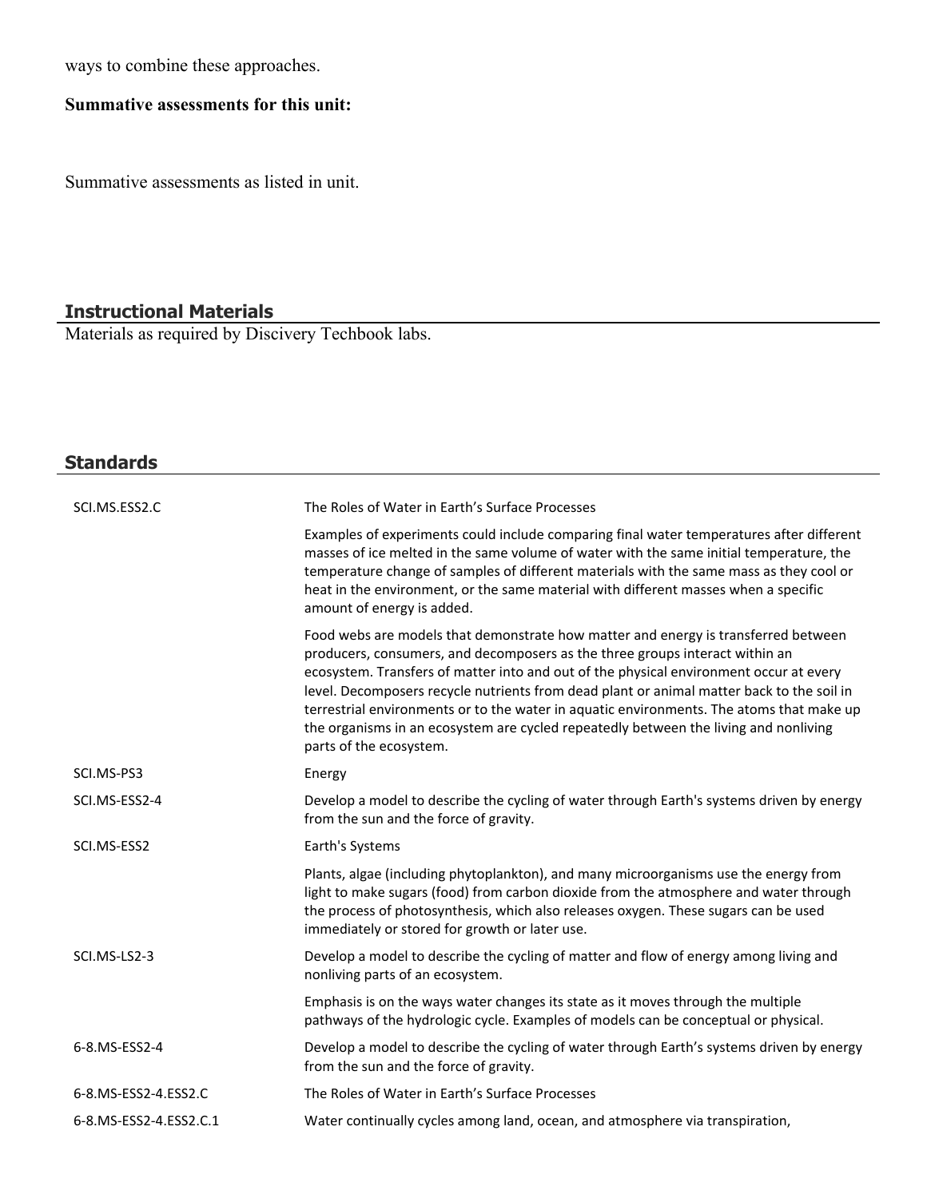ways to combine these approaches.

**Summative assessments for this unit:**

Summative assessments as listed in unit.

## Instructional Materials

Materials as required by Discivery Techbook labs.

## Standards

| | |
|---|---|
| SCI.MS.ESS2.C | The Roles of Water in Earth's Surface Processes |
| | Examples of experiments could include comparing final water temperatures after different masses of ice melted in the same volume of water with the same initial temperature, the temperature change of samples of different materials with the same mass as they cool or heat in the environment, or the same material with different masses when a specific amount of energy is added. |
| | Food webs are models that demonstrate how matter and energy is transferred between producers, consumers, and decomposers as the three groups interact within an ecosystem. Transfers of matter into and out of the physical environment occur at every level. Decomposers recycle nutrients from dead plant or animal matter back to the soil in terrestrial environments or to the water in aquatic environments. The atoms that make up the organisms in an ecosystem are cycled repeatedly between the living and nonliving parts of the ecosystem. |
| SCI.MS-PS3 | Energy |
| SCI.MS-ESS2-4 | Develop a model to describe the cycling of water through Earth's systems driven by energy from the sun and the force of gravity. |
| SCI.MS-ESS2 | Earth's Systems |
| | Plants, algae (including phytoplankton), and many microorganisms use the energy from light to make sugars (food) from carbon dioxide from the atmosphere and water through the process of photosynthesis, which also releases oxygen. These sugars can be used immediately or stored for growth or later use. |
| SCI.MS-LS2-3 | Develop a model to describe the cycling of matter and flow of energy among living and nonliving parts of an ecosystem. |
| | Emphasis is on the ways water changes its state as it moves through the multiple pathways of the hydrologic cycle. Examples of models can be conceptual or physical. |
| 6-8.MS-ESS2-4 | Develop a model to describe the cycling of water through Earth's systems driven by energy from the sun and the force of gravity. |
| 6-8.MS-ESS2-4.ESS2.C | The Roles of Water in Earth's Surface Processes |
| 6-8.MS-ESS2-4.ESS2.C.1 | Water continually cycles among land, ocean, and atmosphere via transpiration, |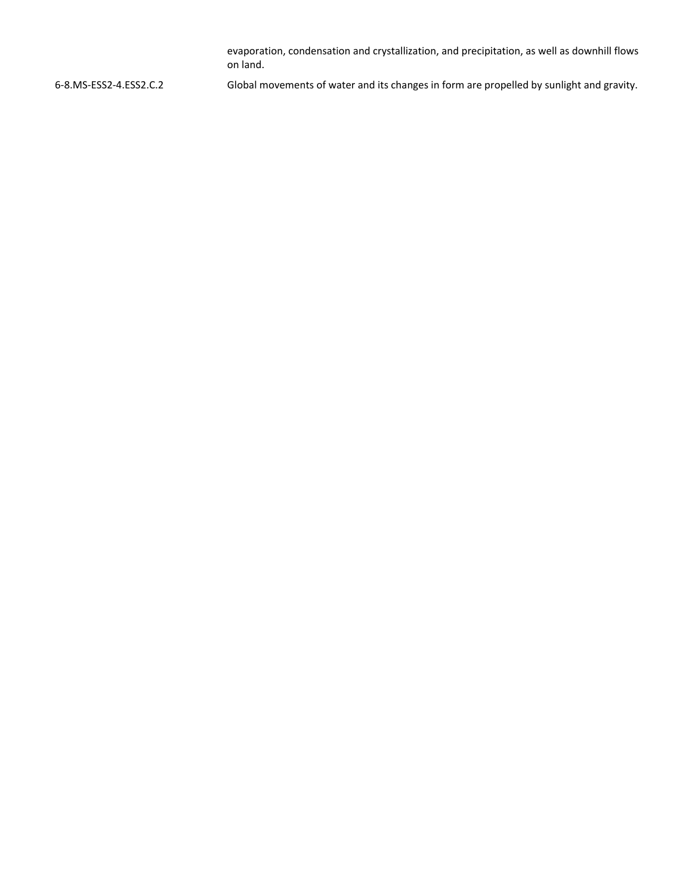| | |
|---|---|
| | evaporation, condensation and crystallization, and precipitation, as well as downhill flows on land. |
| 6-8.MS-ESS2-4.ESS2.C.2 | Global movements of water and its changes in form are propelled by sunlight and gravity. |